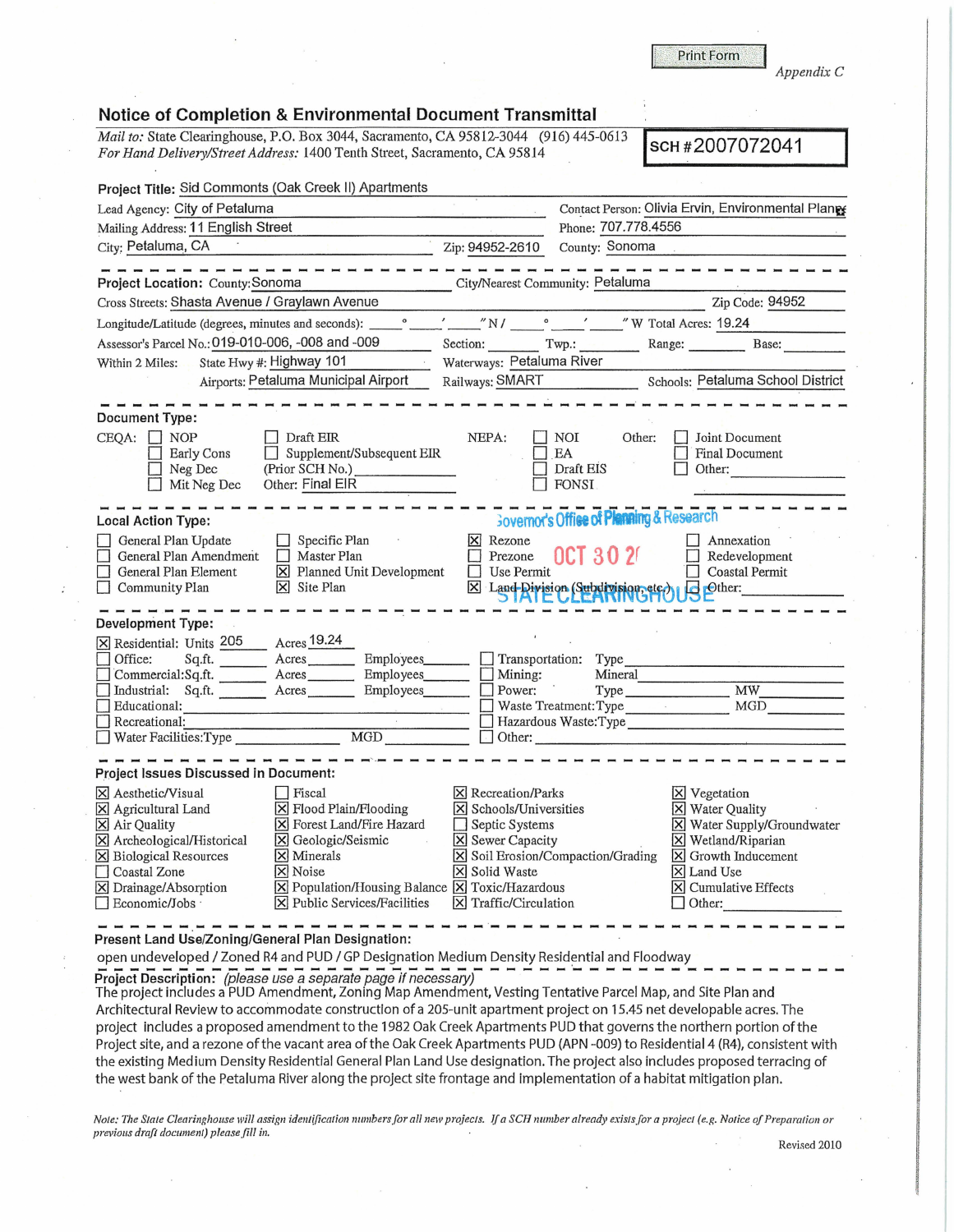Print Form

*Appendix C*

# Notice of Completion & Environmental Document Transmittal

*Mail to:* State Clearinghouse, P.O. Box 3044, Sacramento, CA 95812-3044 (916) 445-0613
*For Hand Delivery/Street Address:* 1400 Tenth Street, Sacramento, CA 95814

**SCH #2007072041**

**Project Title:** Sid Commons (Oak Creek II) Apartments

Lead Agency: City of Petaluma
Contact Person: Olivia Ervin, Environmental Planner
Mailing Address: 11 English Street
Phone: 707.778.4556
City: Petaluma, CA
Zip: 94952-2610
County: Sonoma

---

**Project Location:** County: Sonoma
City/Nearest Community: Petaluma
Cross Streets: Shasta Avenue / Graylawn Avenue
Zip Code: 94952
Longitude/Latitude (degrees, minutes and seconds): ____° ____′ ____″ N / ____° ____′ ____″ W Total Acres: 19.24
Assessor's Parcel No.: 019-010-006, -008 and -009
Section: ____ Twp.: ____ Range: ____ Base: ____
Within 2 Miles: State Hwy #: Highway 101
Waterways: Petaluma River
Airports: Petaluma Municipal Airport
Railways: SMART
Schools: Petaluma School District

---

**Document Type:**

CEQA:
- ☐ NOP
- ☐ Early Cons
- ☐ Neg Dec
- ☐ Mit Neg Dec
- ☐ Draft EIR
- ☐ Supplement/Subsequent EIR (Prior SCH No.) ________
- Other: Final EIR

NEPA:
- ☐ NOI
- ☐ EA
- ☐ Draft EIS
- ☐ FONSI

Other:
- ☐ Joint Document
- ☐ Final Document
- ☐ Other: ________

---

**Local Action Type:**

Governor's Office of Planning & Research
OCT 30 2(
STATE CLEARINGHOUSE

- ☐ General Plan Update
- ☐ General Plan Amendment
- ☐ General Plan Element
- ☐ Community Plan
- ☐ Specific Plan
- ☐ Master Plan
- ☒ Planned Unit Development
- ☒ Site Plan
- ☒ Rezone
- ☐ Prezone
- ☐ Use Permit
- ☒ Land Division (Subdivision, etc.)
- ☐ Annexation
- ☐ Redevelopment
- ☐ Coastal Permit
- ☐ Other:

---

**Development Type:**

- ☒ Residential: Units 205 Acres 19.24
- ☐ Office: Sq.ft. ____ Acres ____ Employees ____
- ☐ Commercial: Sq.ft. ____ Acres ____ Employees ____
- ☐ Industrial: Sq.ft. ____ Acres ____ Employees ____
- ☐ Educational: ________
- ☐ Recreational: ________
- ☐ Water Facilities: Type ________ MGD ____
- ☐ Transportation: Type ________
- ☐ Mining: Mineral ________
- ☐ Power: Type ________ MW ____
- ☐ Waste Treatment: Type ________ MGD ____
- ☐ Hazardous Waste: Type ________
- ☐ Other: ________

---

**Project Issues Discussed in Document:**

- ☒ Aesthetic/Visual
- ☒ Agricultural Land
- ☒ Air Quality
- ☒ Archeological/Historical
- ☒ Biological Resources
- ☐ Coastal Zone
- ☒ Drainage/Absorption
- ☐ Economic/Jobs
- ☐ Fiscal
- ☒ Flood Plain/Flooding
- ☒ Forest Land/Fire Hazard
- ☒ Geologic/Seismic
- ☒ Minerals
- ☒ Noise
- ☒ Population/Housing Balance
- ☒ Public Services/Facilities
- ☒ Recreation/Parks
- ☒ Schools/Universities
- ☐ Septic Systems
- ☒ Sewer Capacity
- ☒ Soil Erosion/Compaction/Grading
- ☒ Solid Waste
- ☒ Toxic/Hazardous
- ☒ Traffic/Circulation
- ☒ Vegetation
- ☒ Water Quality
- ☒ Water Supply/Groundwater
- ☒ Wetland/Riparian
- ☒ Growth Inducement
- ☒ Land Use
- ☒ Cumulative Effects
- ☐ Other: ________

---

**Present Land Use/Zoning/General Plan Designation:**

open undeveloped / Zoned R4 and PUD / GP Designation Medium Density Residential and Floodway

**Project Description:** *(please use a separate page if necessary)*

The project includes a PUD Amendment, Zoning Map Amendment, Vesting Tentative Parcel Map, and Site Plan and Architectural Review to accommodate construction of a 205-unit apartment project on 15.45 net developable acres. The project includes a proposed amendment to the 1982 Oak Creek Apartments PUD that governs the northern portion of the Project site, and a rezone of the vacant area of the Oak Creek Apartments PUD (APN -009) to Residential 4 (R4), consistent with the existing Medium Density Residential General Plan Land Use designation. The project also includes proposed terracing of the west bank of the Petaluma River along the project site frontage and implementation of a habitat mitigation plan.

*Note: The State Clearinghouse will assign identification numbers for all new projects. If a SCH number already exists for a project (e.g. Notice of Preparation or previous draft document) please fill in.*

Revised 2010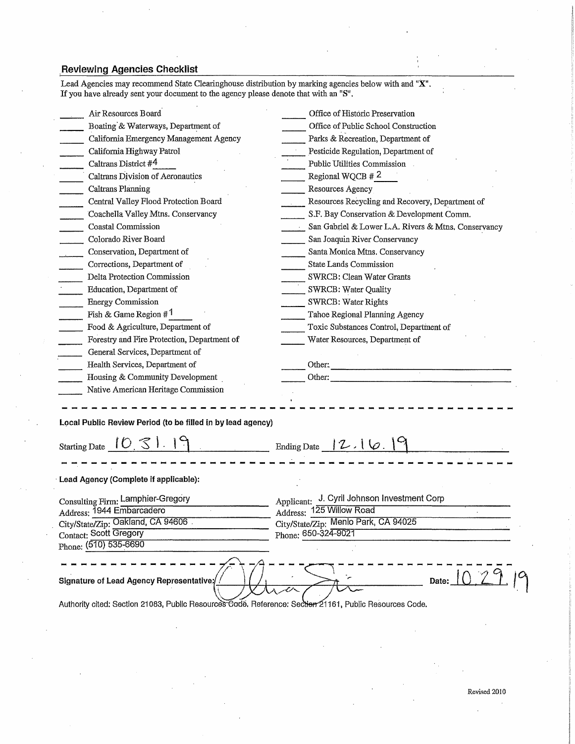## Reviewing Agencies Checklist

Lead Agencies may recommend State Clearinghouse distribution by marking agencies below with and "X".
If you have already sent your document to the agency please denote that with an "S".

- ____ Air Resources Board
- ____ Boating & Waterways, Department of
- ____ California Emergency Management Agency
- ____ California Highway Patrol
- ____ Caltrans District #4
- ____ Caltrans Division of Aeronautics
- ____ Caltrans Planning
- ____ Central Valley Flood Protection Board
- ____ Coachella Valley Mtns. Conservancy
- ____ Coastal Commission
- ____ Colorado River Board
- ____ Conservation, Department of
- ____ Corrections, Department of
- ____ Delta Protection Commission
- ____ Education, Department of
- ____ Energy Commission
- ____ Fish & Game Region #1
- ____ Food & Agriculture, Department of
- ____ Forestry and Fire Protection, Department of
- ____ General Services, Department of
- ____ Health Services, Department of
- ____ Housing & Community Development
- ____ Native American Heritage Commission
- ____ Office of Historic Preservation
- ____ Office of Public School Construction
- ____ Parks & Recreation, Department of
- ____ Pesticide Regulation, Department of
- ____ Public Utilities Commission
- ____ Regional WQCB # 2
- ____ Resources Agency
- ____ Resources Recycling and Recovery, Department of
- ____ S.F. Bay Conservation & Development Comm.
- ____ San Gabriel & Lower L.A. Rivers & Mtns. Conservancy
- ____ San Joaquin River Conservancy
- ____ Santa Monica Mtns. Conservancy
- ____ State Lands Commission
- ____ SWRCB: Clean Water Grants
- ____ SWRCB: Water Quality
- ____ SWRCB: Water Rights
- ____ Tahoe Regional Planning Agency
- ____ Toxic Substances Control, Department of
- ____ Water Resources, Department of
- ____ Other: ____
- ____ Other: ____

---

**Local Public Review Period (to be filled in by lead agency)**

Starting Date 10.31.19 &nbsp;&nbsp;&nbsp;&nbsp; Ending Date 12.16.19

---

**Lead Agency (Complete if applicable):**

Consulting Firm: Lamphier-Gregory
Address: 1944 Embarcadero
City/State/Zip: Oakland, CA 94606
Contact: Scott Gregory
Phone: (510) 535-6690

Applicant: J. Cyril Johnson Investment Corp
Address: 125 Willow Road
City/State/Zip: Menlo Park, CA 94025
Phone: 650-324-9021

---

**Signature of Lead Agency Representative:** [signature] &nbsp;&nbsp;&nbsp;&nbsp; Date: 10.29.19

Authority cited: Section 21083, Public Resources Code. Reference: Section 21161, Public Resources Code.

Revised 2010